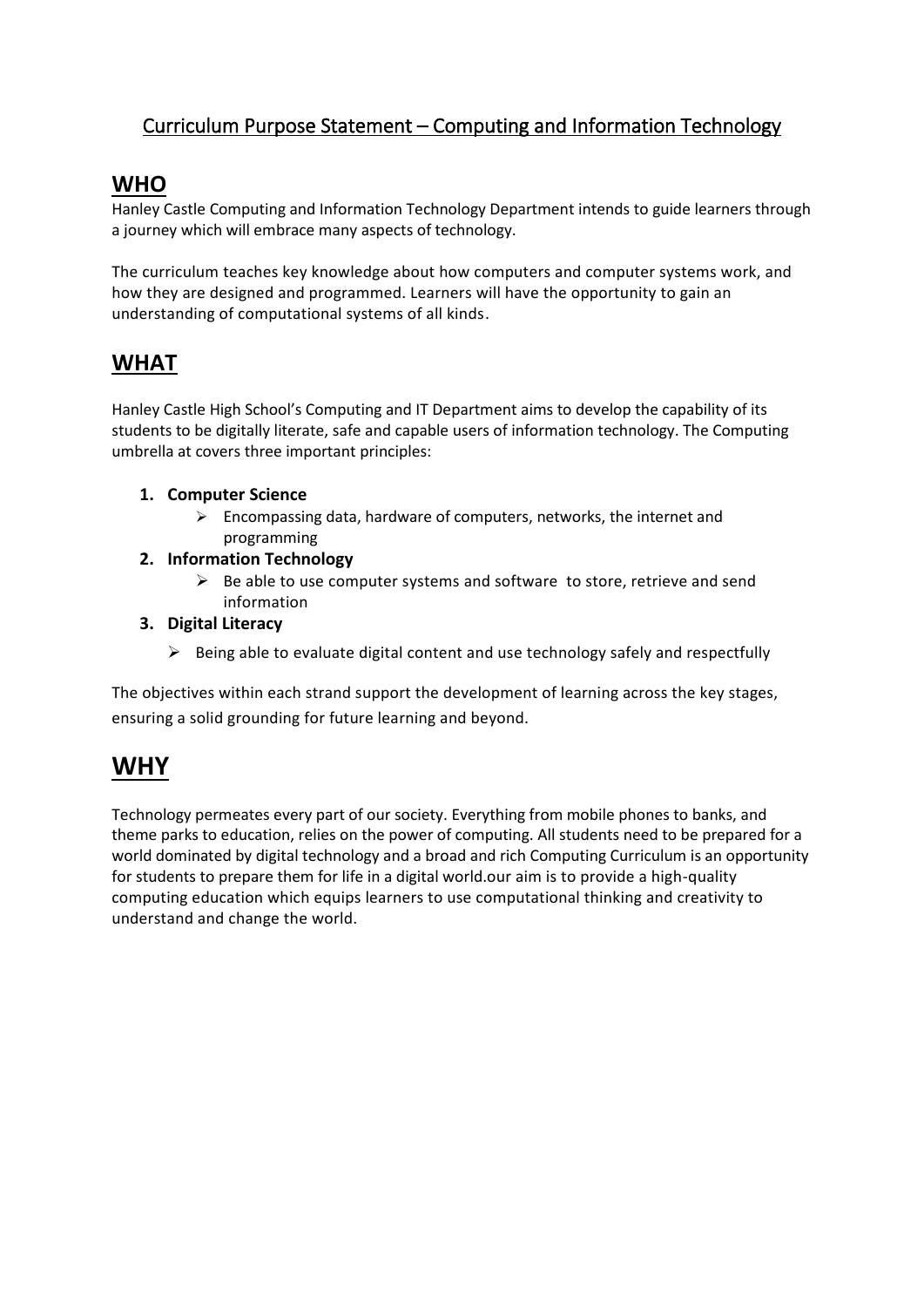# Curriculum Purpose Statement – Computing and Information Technology

## WHO

Hanley Castle Computing and Information Technology Department intends to guide learners through a journey which will embrace many aspects of technology.

The curriculum teaches key knowledge about how computers and computer systems work, and how they are designed and programmed. Learners will have the opportunity to gain an understanding of computational systems of all kinds.

## WHAT

Hanley Castle High School's Computing and IT Department aims to develop the capability of its students to be digitally literate, safe and capable users of information technology. The Computing umbrella at covers three important principles:

1. **Computer Science**
   - Encompassing data, hardware of computers, networks, the internet and programming
2. **Information Technology**
   - Be able to use computer systems and software to store, retrieve and send information
3. **Digital Literacy**
   - Being able to evaluate digital content and use technology safely and respectfully

The objectives within each strand support the development of learning across the key stages, ensuring a solid grounding for future learning and beyond.

## WHY

Technology permeates every part of our society. Everything from mobile phones to banks, and theme parks to education, relies on the power of computing. All students need to be prepared for a world dominated by digital technology and a broad and rich Computing Curriculum is an opportunity for students to prepare them for life in a digital world.our aim is to provide a high-quality computing education which equips learners to use computational thinking and creativity to understand and change the world.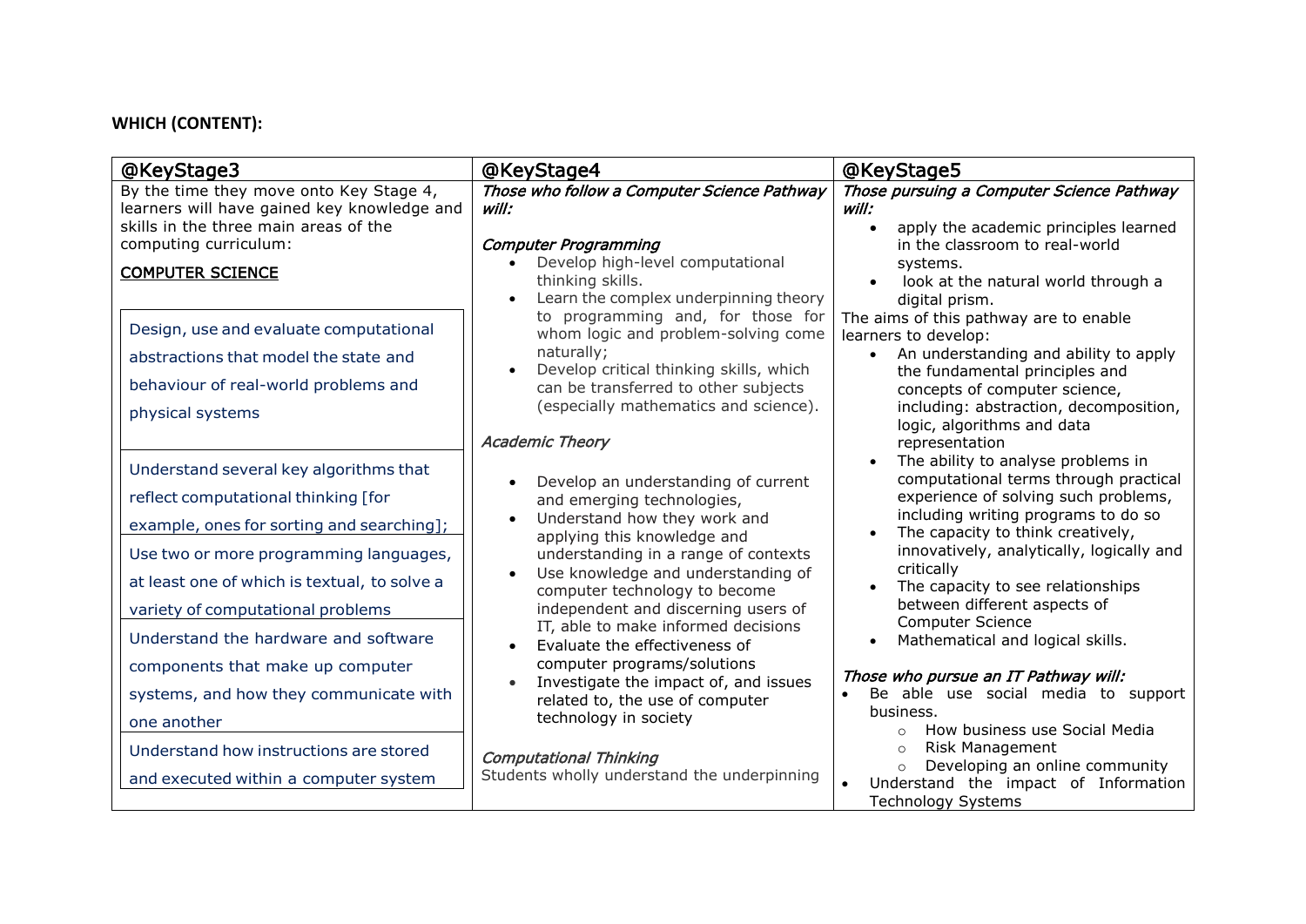**WHICH (CONTENT):**

| @KeyStage3 | @KeyStage4 | @KeyStage5 |
|---|---|---|
| By the time they move onto Key Stage 4, learners will have gained key knowledge and skills in the three main areas of the computing curriculum:<br><br>COMPUTER SCIENCE<br><br>Design, use and evaluate computational abstractions that model the state and behaviour of real-world problems and physical systems<br><br>Understand several key algorithms that reflect computational thinking [for example, ones for sorting and searching];<br><br>Use two or more programming languages, at least one of which is textual, to solve a variety of computational problems<br><br>Understand the hardware and software components that make up computer systems, and how they communicate with one another<br><br>Understand how instructions are stored and executed within a computer system | *Those who follow a Computer Science Pathway will:*<br><br>*Computer Programming*<br>• Develop high-level computational thinking skills.<br>• Learn the complex underpinning theory to programming and, for those for whom logic and problem-solving come naturally;<br>• Develop critical thinking skills, which can be transferred to other subjects (especially mathematics and science).<br><br>*Academic Theory*<br><br>• Develop an understanding of current and emerging technologies,<br>• Understand how they work and applying this knowledge and understanding in a range of contexts<br>• Use knowledge and understanding of computer technology to become independent and discerning users of IT, able to make informed decisions<br>• Evaluate the effectiveness of computer programs/solutions<br>• Investigate the impact of, and issues related to, the use of computer technology in society<br><br>*Computational Thinking*<br>Students wholly understand the underpinning | *Those pursuing a Computer Science Pathway will:*<br>• apply the academic principles learned in the classroom to real-world systems.<br>• look at the natural world through a digital prism.<br>The aims of this pathway are to enable learners to develop:<br>• An understanding and ability to apply the fundamental principles and concepts of computer science, including: abstraction, decomposition, logic, algorithms and data representation<br>• The ability to analyse problems in computational terms through practical experience of solving such problems, including writing programs to do so<br>• The capacity to think creatively, innovatively, analytically, logically and critically<br>• The capacity to see relationships between different aspects of Computer Science<br>• Mathematical and logical skills.<br><br>*Those who pursue an IT Pathway will:*<br>• Be able use social media to support business.<br>&nbsp;&nbsp;○ How business use Social Media<br>&nbsp;&nbsp;○ Risk Management<br>&nbsp;&nbsp;○ Developing an online community<br>• Understand the impact of Information Technology Systems |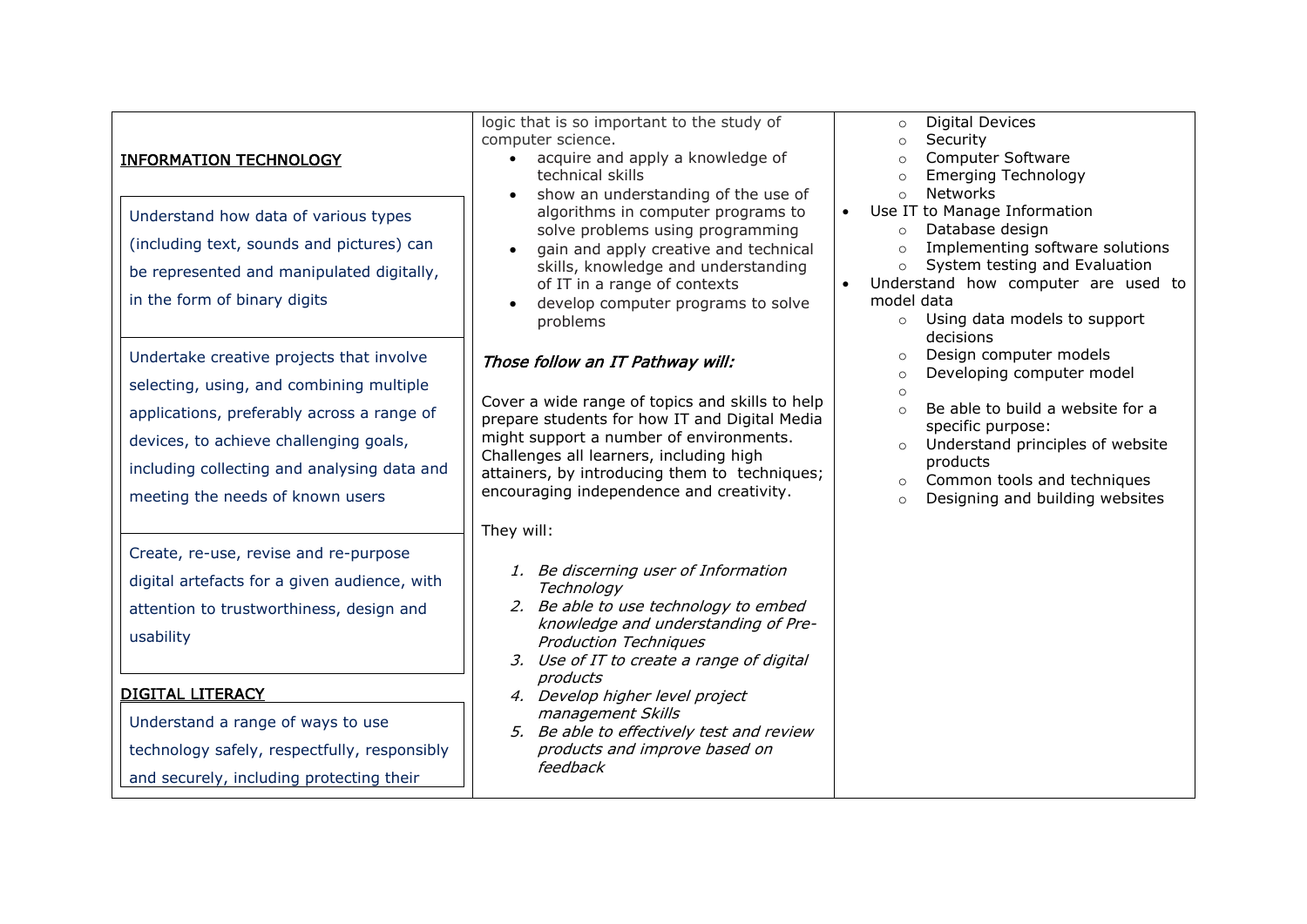| | | |
|---|---|---|
| <u>INFORMATION TECHNOLOGY</u><br><br>Understand how data of various types (including text, sounds and pictures) can be represented and manipulated digitally, in the form of binary digits<br><br>Undertake creative projects that involve selecting, using, and combining multiple applications, preferably across a range of devices, to achieve challenging goals, including collecting and analysing data and meeting the needs of known users<br><br>Create, re-use, revise and re-purpose digital artefacts for a given audience, with attention to trustworthiness, design and usability<br><br><u>DIGITAL LITERACY</u><br><br>Understand a range of ways to use technology safely, respectfully, responsibly and securely, including protecting their | logic that is so important to the study of computer science.<br>• acquire and apply a knowledge of technical skills<br>• show an understanding of the use of algorithms in computer programs to solve problems using programming<br>• gain and apply creative and technical skills, knowledge and understanding of IT in a range of contexts<br>• develop computer programs to solve problems<br><br>***Those follow an IT Pathway will:***<br><br>Cover a wide range of topics and skills to help prepare students for how IT and Digital Media might support a number of environments. Challenges all learners, including high attainers, by introducing them to techniques; encouraging independence and creativity.<br><br>They will:<br><br>1. *Be discerning user of Information Technology*<br>2. *Be able to use technology to embed knowledge and understanding of Pre-Production Techniques*<br>3. *Use of IT to create a range of digital products*<br>4. *Develop higher level project management Skills*<br>5. *Be able to effectively test and review products and improve based on feedback* | ◦ Digital Devices<br>◦ Security<br>◦ Computer Software<br>◦ Emerging Technology<br>◦ Networks<br>• Use IT to Manage Information<br>◦ Database design<br>◦ Implementing software solutions<br>◦ System testing and Evaluation<br>• Understand how computer are used to model data<br>◦ Using data models to support decisions<br>◦ Design computer models<br>◦ Developing computer model<br>◦<br>◦ Be able to build a website for a specific purpose:<br>◦ Understand principles of website products<br>◦ Common tools and techniques<br>◦ Designing and building websites |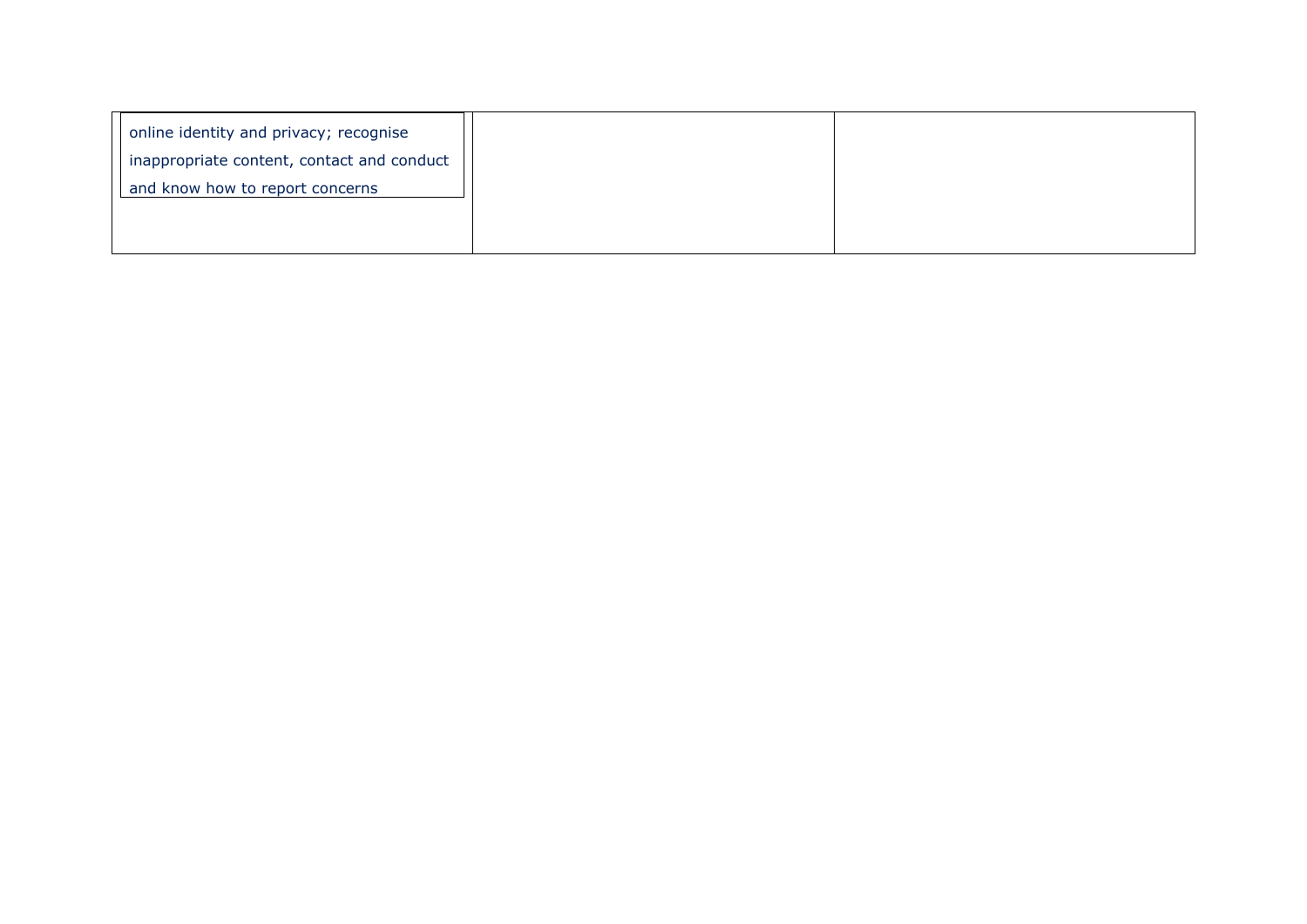| | | |
|---|---|---|
| online identity and privacy; recognise inappropriate content, contact and conduct and know how to report concerns | | |